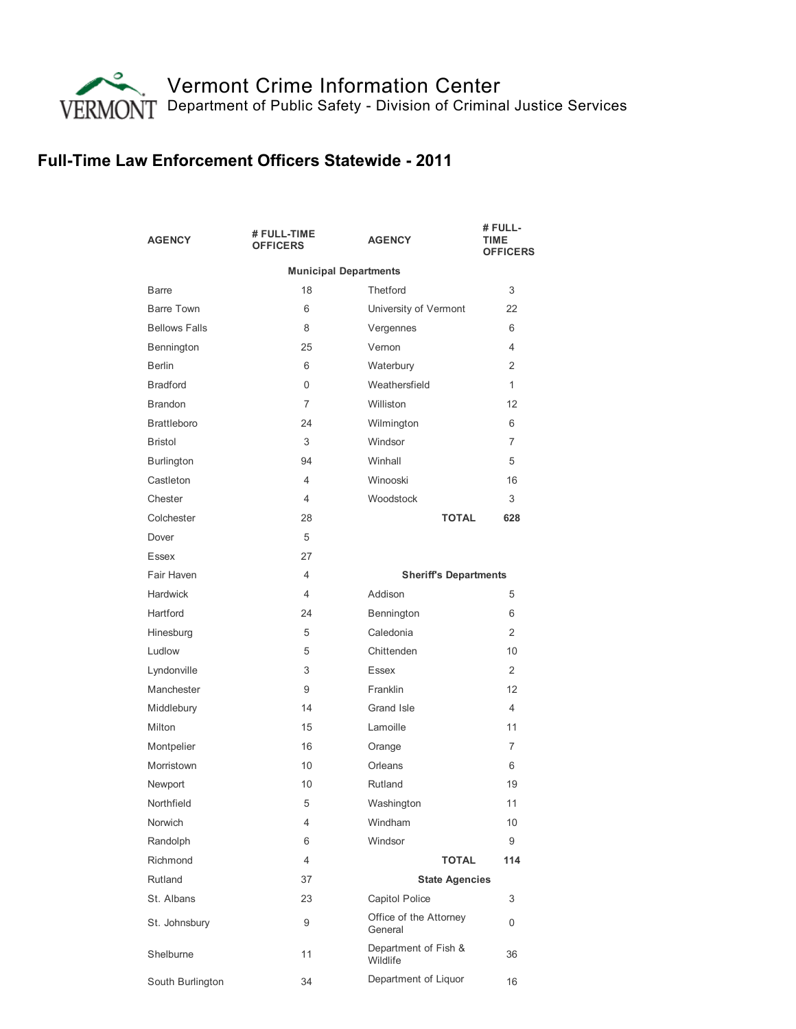Vermont Crime Information Center

Department of Public Safety - Division of Criminal Justice Services

## Full-Time Law Enforcement Officers Statewide - 2011

| AGENCY | # FULL-TIME OFFICERS | AGENCY | # FULL-TIME OFFICERS |
|---|---|---|---|
| **Municipal Departments** | | | |
| Barre | 18 | Thetford | 3 |
| Barre Town | 6 | University of Vermont | 22 |
| Bellows Falls | 8 | Vergennes | 6 |
| Bennington | 25 | Vernon | 4 |
| Berlin | 6 | Waterbury | 2 |
| Bradford | 0 | Weathersfield | 1 |
| Brandon | 7 | Williston | 12 |
| Brattleboro | 24 | Wilmington | 6 |
| Bristol | 3 | Windsor | 7 |
| Burlington | 94 | Winhall | 5 |
| Castleton | 4 | Winooski | 16 |
| Chester | 4 | Woodstock | 3 |
| Colchester | 28 | **TOTAL** | **628** |
| Dover | 5 | | |
| Essex | 27 | | |
| Fair Haven | 4 | **Sheriff's Departments** | |
| Hardwick | 4 | Addison | 5 |
| Hartford | 24 | Bennington | 6 |
| Hinesburg | 5 | Caledonia | 2 |
| Ludlow | 5 | Chittenden | 10 |
| Lyndonville | 3 | Essex | 2 |
| Manchester | 9 | Franklin | 12 |
| Middlebury | 14 | Grand Isle | 4 |
| Milton | 15 | Lamoille | 11 |
| Montpelier | 16 | Orange | 7 |
| Morristown | 10 | Orleans | 6 |
| Newport | 10 | Rutland | 19 |
| Northfield | 5 | Washington | 11 |
| Norwich | 4 | Windham | 10 |
| Randolph | 6 | Windsor | 9 |
| Richmond | 4 | **TOTAL** | **114** |
| Rutland | 37 | **State Agencies** | |
| St. Albans | 23 | Capitol Police | 3 |
| St. Johnsbury | 9 | Office of the Attorney General | 0 |
| Shelburne | 11 | Department of Fish & Wildlife | 36 |
| South Burlington | 34 | Department of Liquor | 16 |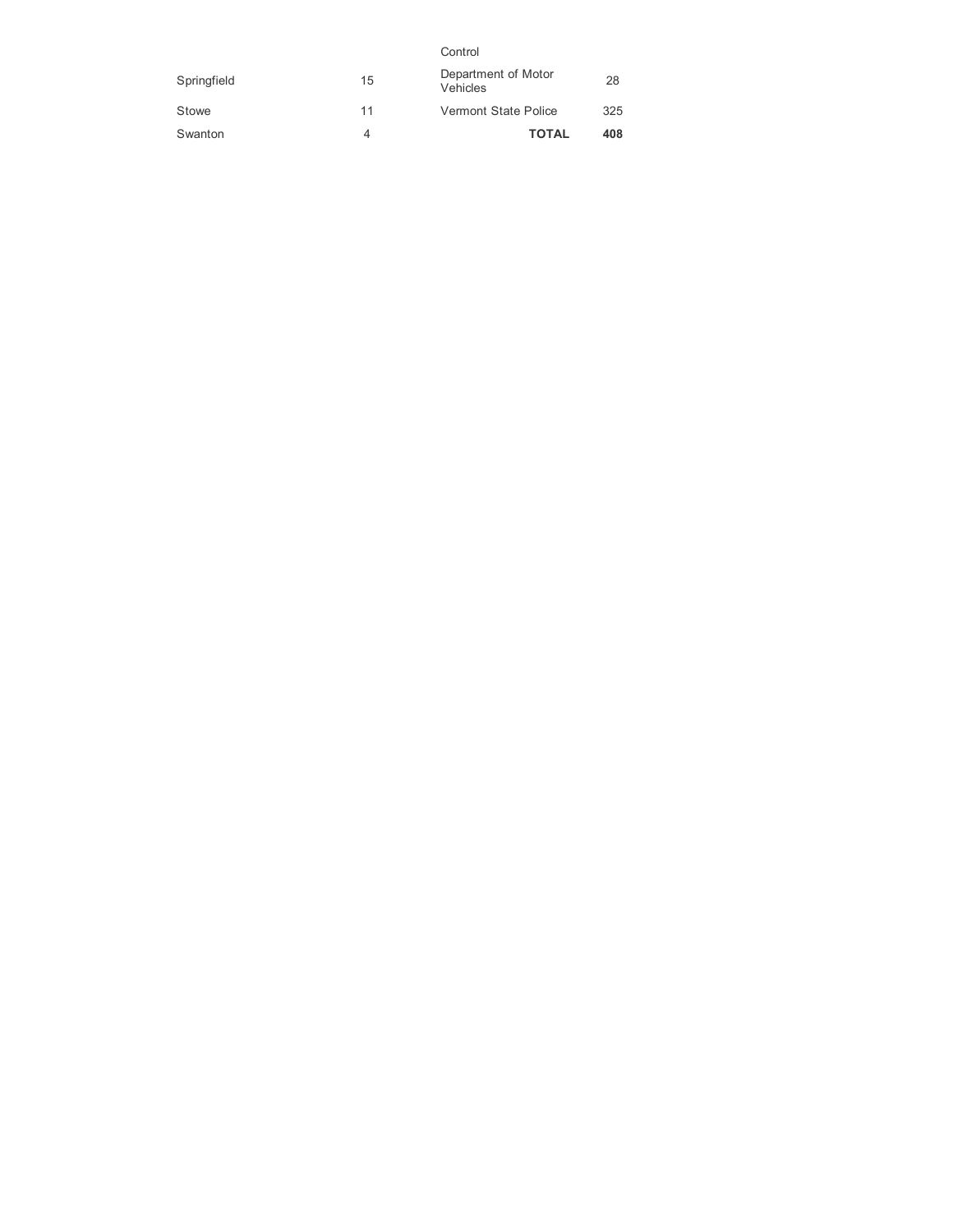| | | | |
|---|---|---|---|
| | | Control | |
| Springfield | 15 | Department of Motor Vehicles | 28 |
| Stowe | 11 | Vermont State Police | 325 |
| Swanton | 4 | **TOTAL** | **408** |